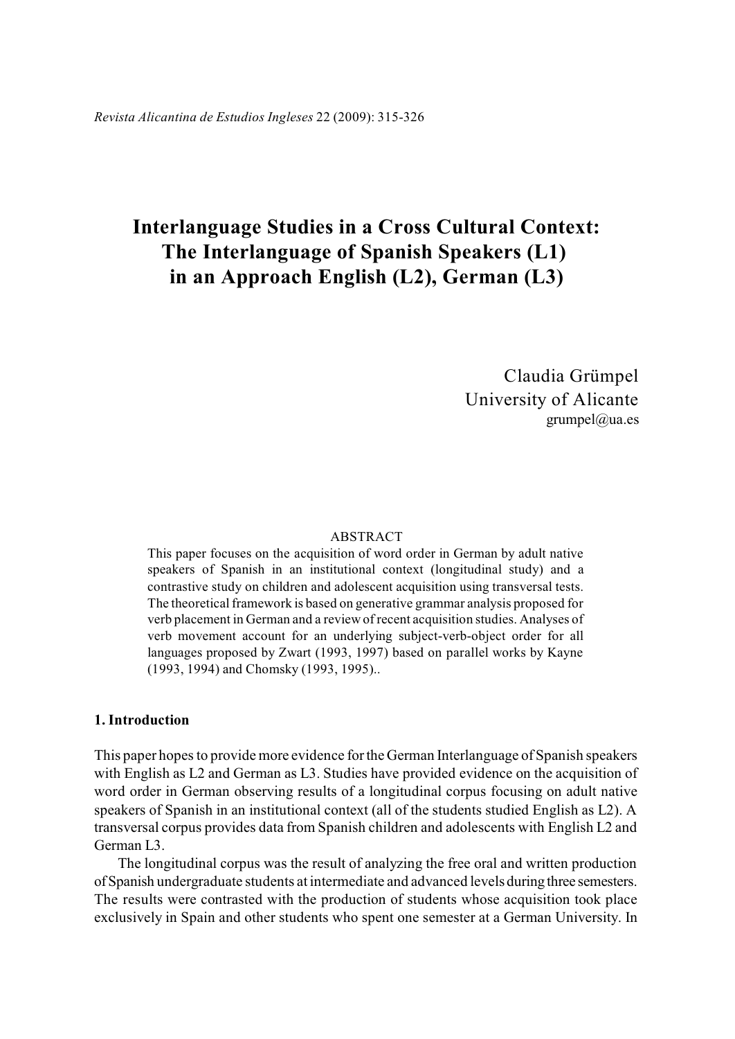# Interlanguage Studies in a Cross Cultural Context: The Interlanguage of Spanish Speakers (L1) in an Approach English (L2), German (L3)

Claudia Grümpel
University of Alicante
grumpel@ua.es

## ABSTRACT

This paper focuses on the acquisition of word order in German by adult native speakers of Spanish in an institutional context (longitudinal study) and a contrastive study on children and adolescent acquisition using transversal tests. The theoretical framework is based on generative grammar analysis proposed for verb placement in German and a review of recent acquisition studies. Analyses of verb movement account for an underlying subject-verb-object order for all languages proposed by Zwart (1993, 1997) based on parallel works by Kayne (1993, 1994) and Chomsky (1993, 1995)..

## 1. Introduction

This paper hopes to provide more evidence for the German Interlanguage of Spanish speakers with English as L2 and German as L3. Studies have provided evidence on the acquisition of word order in German observing results of a longitudinal corpus focusing on adult native speakers of Spanish in an institutional context (all of the students studied English as L2). A transversal corpus provides data from Spanish children and adolescents with English L2 and German L3.

The longitudinal corpus was the result of analyzing the free oral and written production of Spanish undergraduate students at intermediate and advanced levels during three semesters. The results were contrasted with the production of students whose acquisition took place exclusively in Spain and other students who spent one semester at a German University. In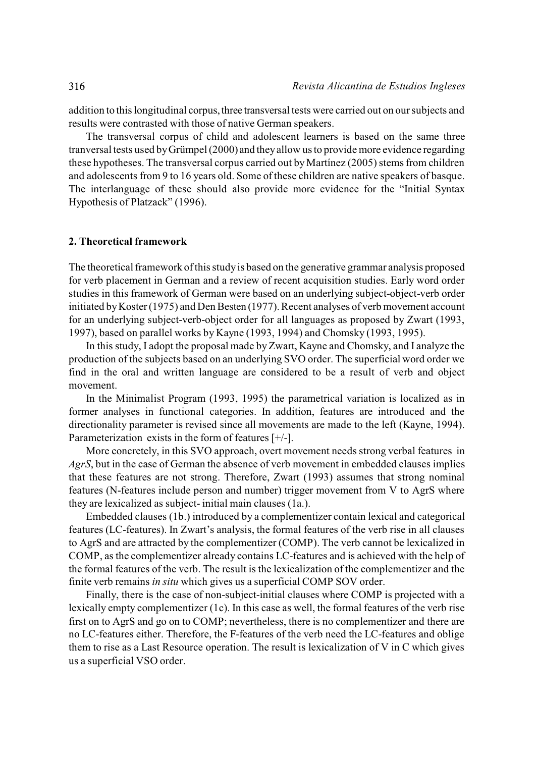addition to this longitudinal corpus, three transversal tests were carried out on our subjects and results were contrasted with those of native German speakers.

The transversal corpus of child and adolescent learners is based on the same three tranversal tests used by Grümpel (2000) and they allow us to provide more evidence regarding these hypotheses. The transversal corpus carried out by Martínez (2005) stems from children and adolescents from 9 to 16 years old. Some of these children are native speakers of basque. The interlanguage of these should also provide more evidence for the "Initial Syntax Hypothesis of Platzack" (1996).

## 2. Theoretical framework

The theoretical framework of this study is based on the generative grammar analysis proposed for verb placement in German and a review of recent acquisition studies. Early word order studies in this framework of German were based on an underlying subject-object-verb order initiated by Koster (1975) and Den Besten (1977). Recent analyses of verb movement account for an underlying subject-verb-object order for all languages as proposed by Zwart (1993, 1997), based on parallel works by Kayne (1993, 1994) and Chomsky (1993, 1995).

In this study, I adopt the proposal made by Zwart, Kayne and Chomsky, and I analyze the production of the subjects based on an underlying SVO order. The superficial word order we find in the oral and written language are considered to be a result of verb and object movement.

In the Minimalist Program (1993, 1995) the parametrical variation is localized as in former analyses in functional categories. In addition, features are introduced and the directionality parameter is revised since all movements are made to the left (Kayne, 1994). Parameterization exists in the form of features [+/-].

More concretely, in this SVO approach, overt movement needs strong verbal features in *AgrS*, but in the case of German the absence of verb movement in embedded clauses implies that these features are not strong. Therefore, Zwart (1993) assumes that strong nominal features (N-features include person and number) trigger movement from V to AgrS where they are lexicalized as subject- initial main clauses (1a.).

Embedded clauses (1b.) introduced by a complementizer contain lexical and categorical features (LC-features). In Zwart's analysis, the formal features of the verb rise in all clauses to AgrS and are attracted by the complementizer (COMP). The verb cannot be lexicalized in COMP, as the complementizer already contains LC-features and is achieved with the help of the formal features of the verb. The result is the lexicalization of the complementizer and the finite verb remains *in situ* which gives us a superficial COMP SOV order.

Finally, there is the case of non-subject-initial clauses where COMP is projected with a lexically empty complementizer (1c). In this case as well, the formal features of the verb rise first on to AgrS and go on to COMP; nevertheless, there is no complementizer and there are no LC-features either. Therefore, the F-features of the verb need the LC-features and oblige them to rise as a Last Resource operation. The result is lexicalization of V in C which gives us a superficial VSO order.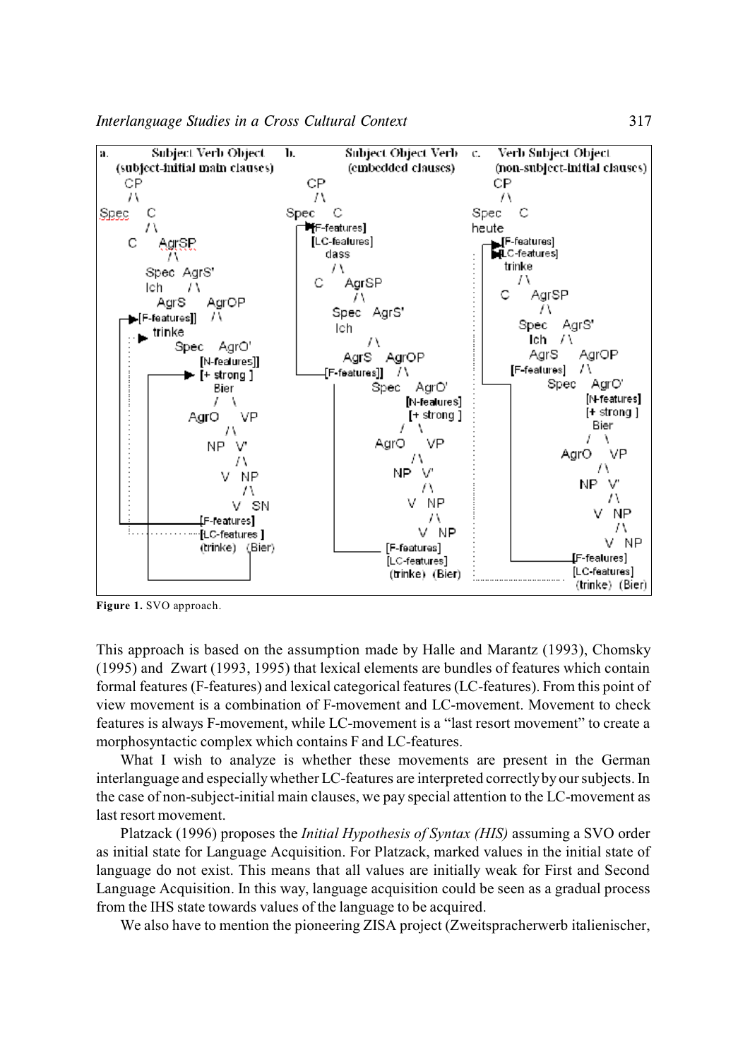```
a.  Subject Verb Object              b.  Subject Object Verb          c.  Verb Subject Object
    (subject-initial main clauses)       (embedded clauses)               (non-subject-initial clauses)
    CP                                   CP                               CP
    /\                                   /\                               /\
Spec  C                              Spec  C                          Spec  C
      /\                                   [F-features]               heute
     C   AgrSP                             [LC-features]                    [F-features]
         /\                                dass                             [LC-features]
     Spec AgrS'                            /\                               trinke
     Ich   /\                             C   AgrSP                         /\
       AgrS   AgrOP                           /\                           C   AgrSP
  [F-features]] /\                        Spec  AgrS'                          /\
     trinke                               Ich                              Spec  AgrS'
          Spec  AgrO'                          /\                          Ich   /\
                [N-features]]             AgrS   AgrOP                     AgrS    AgrOP
                [+ strong ]           [F-features]]  /\                [F-features]  /\
                Bier                              Spec  AgrO'                   Spec  AgrO'
                /  \                                    [N-features]                  [N-features]
            AgrO    VP                                  [+ strong ]                   [+ strong ]
                    /\                                  /  \                          Bier
                  NP  V'                            AgrO    VP                        /  \
                      /\                                    /\                    AgrO    VP
                     V  NP                                NP  V'                          /\
                        /\                                    /\                        NP  V'
                       V  SN                                 V  NP                          /\
                 [F-features]                                   /\                         V  NP
                 [LC-features ]                                V  NP                          /\
                 (trinke)  (Bier)                        [F-features]                        V  NP
                                                         [LC-features]                 [F-features]
                                                         (trinke)  (Bier)              [LC-features]
                                                                                       (trinke)  (Bier)
```

**Figure 1.** SVO approach.

This approach is based on the assumption made by Halle and Marantz (1993), Chomsky (1995) and Zwart (1993, 1995) that lexical elements are bundles of features which contain formal features (F-features) and lexical categorical features (LC-features). From this point of view movement is a combination of F-movement and LC-movement. Movement to check features is always F-movement, while LC-movement is a "last resort movement" to create a morphosyntactic complex which contains F and LC-features.

What I wish to analyze is whether these movements are present in the German interlanguage and especially whether LC-features are interpreted correctly by our subjects. In the case of non-subject-initial main clauses, we pay special attention to the LC-movement as last resort movement.

Platzack (1996) proposes the *Initial Hypothesis of Syntax (HIS)* assuming a SVO order as initial state for Language Acquisition. For Platzack, marked values in the initial state of language do not exist. This means that all values are initially weak for First and Second Language Acquisition. In this way, language acquisition could be seen as a gradual process from the IHS state towards values of the language to be acquired.

We also have to mention the pioneering ZISA project (Zweitspracherwerb italienischer,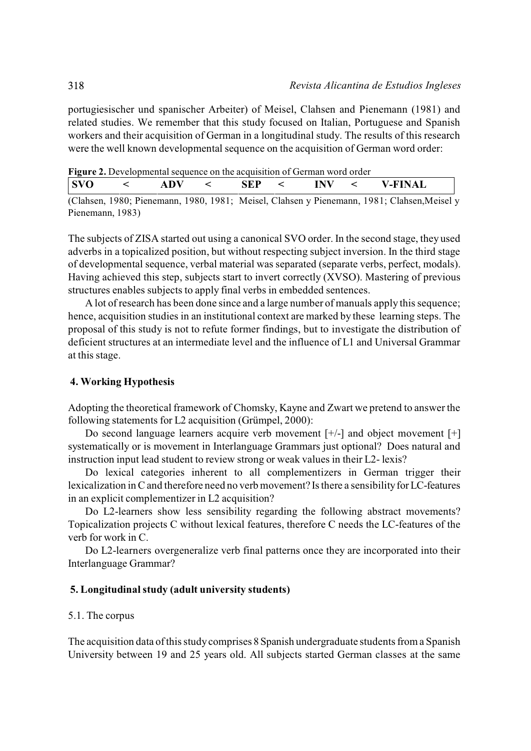portugiesischer und spanischer Arbeiter) of Meisel, Clahsen and Pienemann (1981) and related studies. We remember that this study focused on Italian, Portuguese and Spanish workers and their acquisition of German in a longitudinal study. The results of this research were the well known developmental sequence on the acquisition of German word order:

**Figure 2.** Developmental sequence on the acquisition of German word order

| SVO | < | ADV | < | SEP | < | INV | < | V-FINAL |
|---|---|---|---|---|---|---|---|---|

(Clahsen, 1980; Pienemann, 1980, 1981; Meisel, Clahsen y Pienemann, 1981; Clahsen,Meisel y Pienemann, 1983)

The subjects of ZISA started out using a canonical SVO order. In the second stage, they used adverbs in a topicalized position, but without respecting subject inversion. In the third stage of developmental sequence, verbal material was separated (separate verbs, perfect, modals). Having achieved this step, subjects start to invert correctly (XVSO). Mastering of previous structures enables subjects to apply final verbs in embedded sentences.

A lot of research has been done since and a large number of manuals apply this sequence; hence, acquisition studies in an institutional context are marked by these learning steps. The proposal of this study is not to refute former findings, but to investigate the distribution of deficient structures at an intermediate level and the influence of L1 and Universal Grammar at this stage.

## 4. Working Hypothesis

Adopting the theoretical framework of Chomsky, Kayne and Zwart we pretend to answer the following statements for L2 acquisition (Grümpel, 2000):

Do second language learners acquire verb movement [+/-] and object movement [+] systematically or is movement in Interlanguage Grammars just optional? Does natural and instruction input lead student to review strong or weak values in their L2- lexis?

Do lexical categories inherent to all complementizers in German trigger their lexicalization in C and therefore need no verb movement? Is there a sensibility for LC-features in an explicit complementizer in L2 acquisition?

Do L2-learners show less sensibility regarding the following abstract movements? Topicalization projects C without lexical features, therefore C needs the LC-features of the verb for work in C.

Do L2-learners overgeneralize verb final patterns once they are incorporated into their Interlanguage Grammar?

## 5. Longitudinal study (adult university students)

### 5.1. The corpus

The acquisition data of this study comprises 8 Spanish undergraduate students from a Spanish University between 19 and 25 years old. All subjects started German classes at the same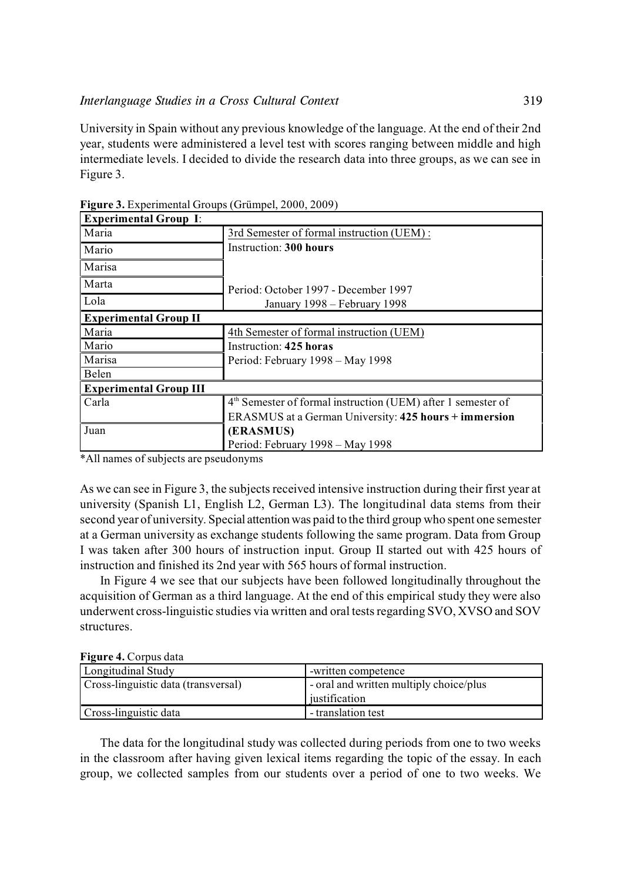University in Spain without any previous knowledge of the language. At the end of their 2nd year, students were administered a level test with scores ranging between middle and high intermediate levels. I decided to divide the research data into three groups, as we can see in Figure 3.

**Figure 3.** Experimental Groups (Grümpel, 2000, 2009)

| **Experimental Group I**: | |
|---|---|
| Maria | 3rd Semester of formal instruction (UEM) : |
| Mario | Instruction: **300 hours** |
| Marisa | |
| Marta | Period: October 1997 - December 1997 |
| Lola | January 1998 – February 1998 |
| **Experimental Group II** | |
| Maria | 4th Semester of formal instruction (UEM) |
| Mario | Instruction: **425 horas** |
| Marisa | Period: February 1998 – May 1998 |
| Belen | |
| **Experimental Group III** | |
| Carla | 4th Semester of formal instruction (UEM) after 1 semester of ERASMUS at a German University: **425 hours + immersion** |
| Juan | **(ERASMUS)** Period: February 1998 – May 1998 |

*All names of subjects are pseudonyms

As we can see in Figure 3, the subjects received intensive instruction during their first year at university (Spanish L1, English L2, German L3). The longitudinal data stems from their second year of university. Special attention was paid to the third group who spent one semester at a German university as exchange students following the same program. Data from Group I was taken after 300 hours of instruction input. Group II started out with 425 hours of instruction and finished its 2nd year with 565 hours of formal instruction.

In Figure 4 we see that our subjects have been followed longitudinally throughout the acquisition of German as a third language. At the end of this empirical study they were also underwent cross-linguistic studies via written and oral tests regarding SVO, XVSO and SOV structures.

**Figure 4.** Corpus data

| Longitudinal Study | -written competence |
|---|---|
| Cross-linguistic data (transversal) | - oral and written multiply choice/plus justification |
| Cross-linguistic data | - translation test |

The data for the longitudinal study was collected during periods from one to two weeks in the classroom after having given lexical items regarding the topic of the essay. In each group, we collected samples from our students over a period of one to two weeks. We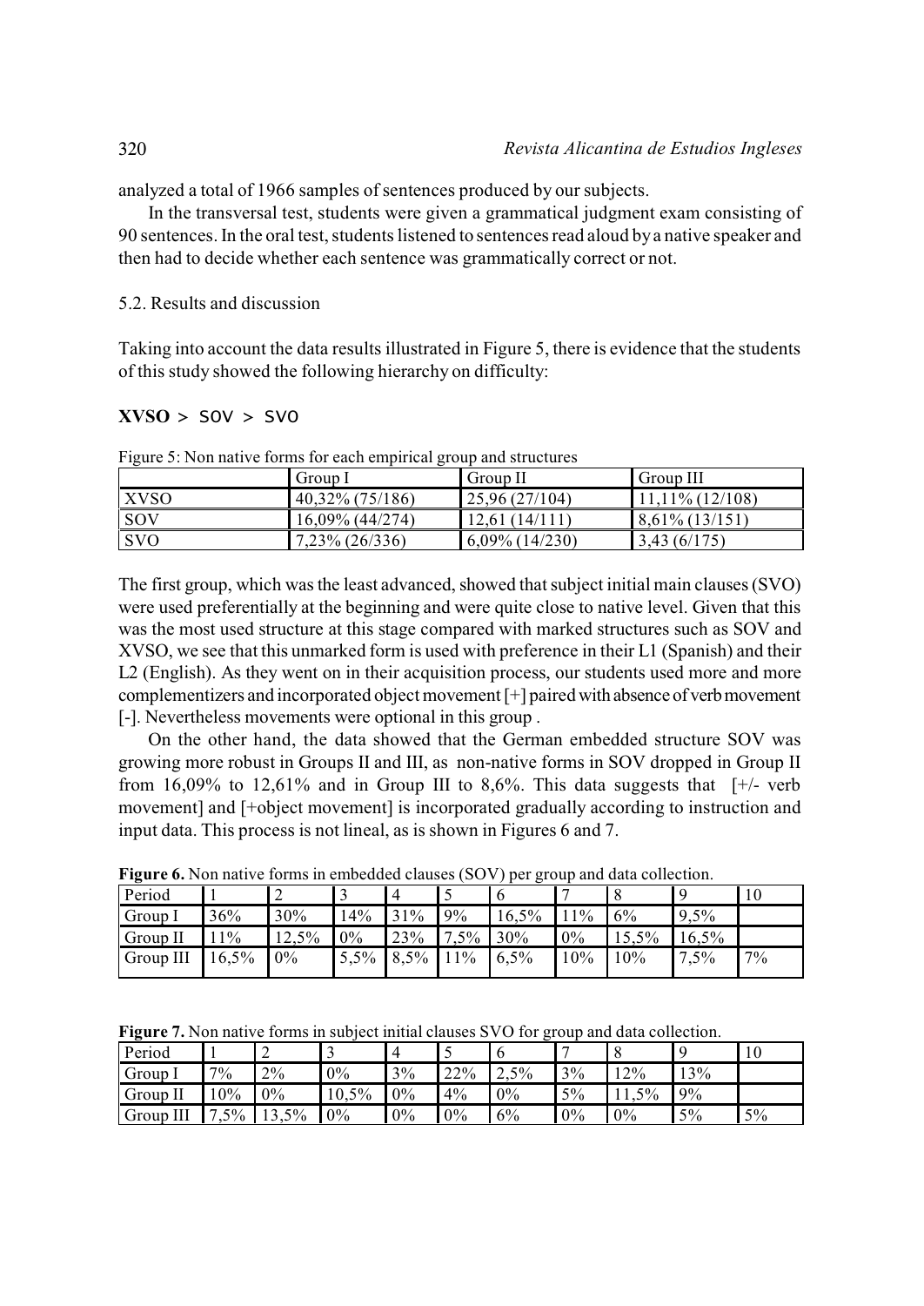analyzed a total of 1966 samples of sentences produced by our subjects.

In the transversal test, students were given a grammatical judgment exam consisting of 90 sentences. In the oral test, students listened to sentences read aloud by a native speaker and then had to decide whether each sentence was grammatically correct or not.

5.2. Results and discussion

Taking into account the data results illustrated in Figure 5, there is evidence that the students of this study showed the following hierarchy on difficulty:

**XVSO** > SOV > SVO

Figure 5: Non native forms for each empirical group and structures

| | Group I | Group II | Group III |
|---|---|---|---|
| XVSO | 40,32% (75/186) | 25,96 (27/104) | 11,11% (12/108) |
| SOV | 16,09% (44/274) | 12,61 (14/111) | 8,61% (13/151) |
| SVO | 7,23% (26/336) | 6,09% (14/230) | 3,43 (6/175) |

The first group, which was the least advanced, showed that subject initial main clauses (SVO) were used preferentially at the beginning and were quite close to native level. Given that this was the most used structure at this stage compared with marked structures such as SOV and XVSO, we see that this unmarked form is used with preference in their L1 (Spanish) and their L2 (English). As they went on in their acquisition process, our students used more and more complementizers and incorporated object movement [+] paired with absence of verb movement [-]. Nevertheless movements were optional in this group .

On the other hand, the data showed that the German embedded structure SOV was growing more robust in Groups II and III, as non-native forms in SOV dropped in Group II from 16,09% to 12,61% and in Group III to 8,6%. This data suggests that [+/- verb movement] and [+object movement] is incorporated gradually according to instruction and input data. This process is not lineal, as is shown in Figures 6 and 7.

**Figure 6.** Non native forms in embedded clauses (SOV) per group and data collection.

| Period | 1 | 2 | 3 | 4 | 5 | 6 | 7 | 8 | 9 | 10 |
|---|---|---|---|---|---|---|---|---|---|---|
| Group I | 36% | 30% | 14% | 31% | 9% | 16,5% | 11% | 6% | 9,5% | |
| Group II | 11% | 12,5% | 0% | 23% | 7,5% | 30% | 0% | 15,5% | 16,5% | |
| Group III | 16,5% | 0% | 5,5% | 8,5% | 11% | 6,5% | 10% | 10% | 7,5% | 7% |

**Figure 7.** Non native forms in subject initial clauses SVO for group and data collection.

| Period | 1 | 2 | 3 | 4 | 5 | 6 | 7 | 8 | 9 | 10 |
|---|---|---|---|---|---|---|---|---|---|---|
| Group I | 7% | 2% | 0% | 3% | 22% | 2,5% | 3% | 12% | 13% | |
| Group II | 10% | 0% | 10,5% | 0% | 4% | 0% | 5% | 11,5% | 9% | |
| Group III | 7,5% | 13,5% | 0% | 0% | 0% | 6% | 0% | 0% | 5% | 5% |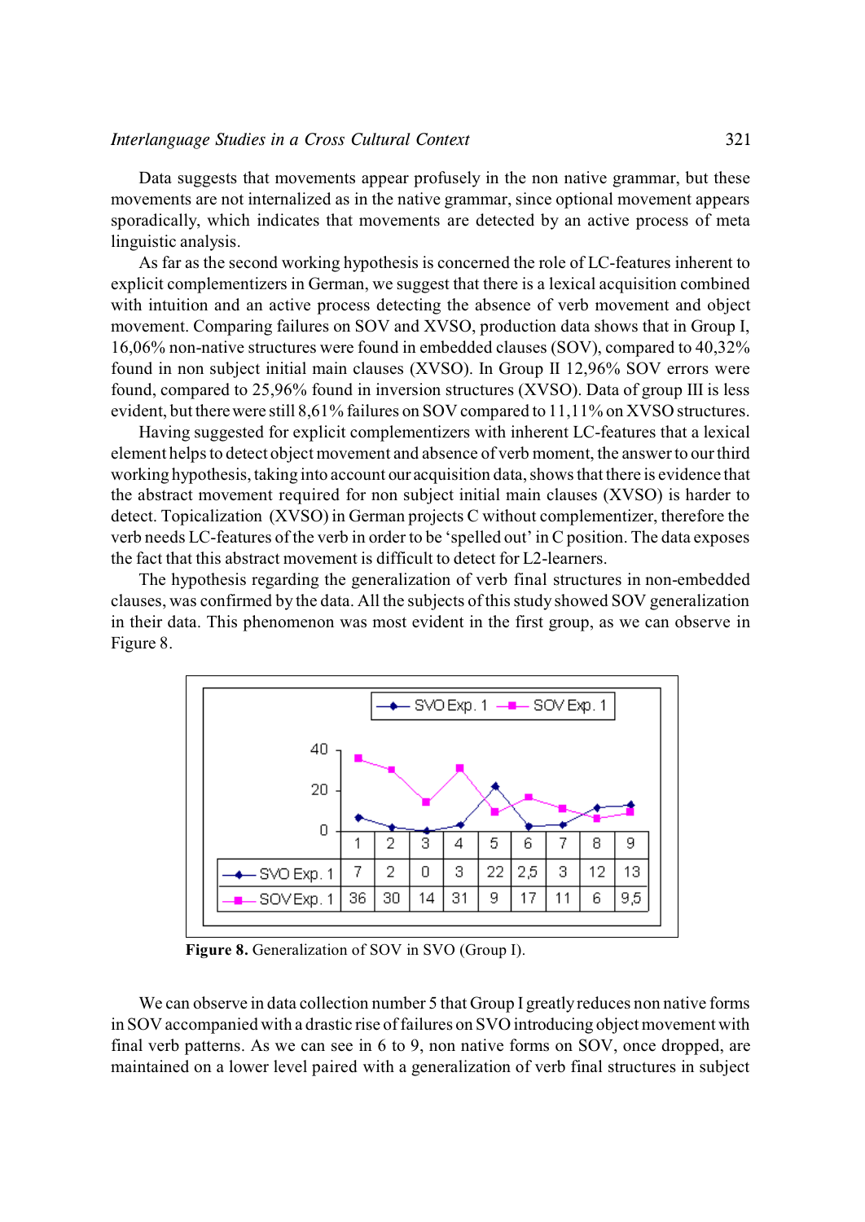Data suggests that movements appear profusely in the non native grammar, but these movements are not internalized as in the native grammar, since optional movement appears sporadically, which indicates that movements are detected by an active process of meta linguistic analysis.

As far as the second working hypothesis is concerned the role of LC-features inherent to explicit complementizers in German, we suggest that there is a lexical acquisition combined with intuition and an active process detecting the absence of verb movement and object movement. Comparing failures on SOV and XVSO, production data shows that in Group I, 16,06% non-native structures were found in embedded clauses (SOV), compared to 40,32% found in non subject initial main clauses (XVSO). In Group II 12,96% SOV errors were found, compared to 25,96% found in inversion structures (XVSO). Data of group III is less evident, but there were still 8,61% failures on SOV compared to 11,11% on XVSO structures.

Having suggested for explicit complementizers with inherent LC-features that a lexical element helps to detect object movement and absence of verb moment, the answer to our third working hypothesis, taking into account our acquisition data, shows that there is evidence that the abstract movement required for non subject initial main clauses (XVSO) is harder to detect. Topicalization (XVSO) in German projects C without complementizer, therefore the verb needs LC-features of the verb in order to be 'spelled out' in C position. The data exposes the fact that this abstract movement is difficult to detect for L2-learners.

The hypothesis regarding the generalization of verb final structures in non-embedded clauses, was confirmed by the data. All the subjects of this study showed SOV generalization in their data. This phenomenon was most evident in the first group, as we can observe in Figure 8.

|  | 1 | 2 | 3 | 4 | 5 | 6 | 7 | 8 | 9 |
|---|---|---|---|---|---|---|---|---|---|
| SVO Exp. 1 | 7 | 2 | 0 | 3 | 22 | 2,5 | 3 | 12 | 13 |
| SOV Exp. 1 | 36 | 30 | 14 | 31 | 9 | 17 | 11 | 6 | 9,5 |

**Figure 8.** Generalization of SOV in SVO (Group I).

We can observe in data collection number 5 that Group I greatly reduces non native forms in SOV accompanied with a drastic rise of failures on SVO introducing object movement with final verb patterns. As we can see in 6 to 9, non native forms on SOV, once dropped, are maintained on a lower level paired with a generalization of verb final structures in subject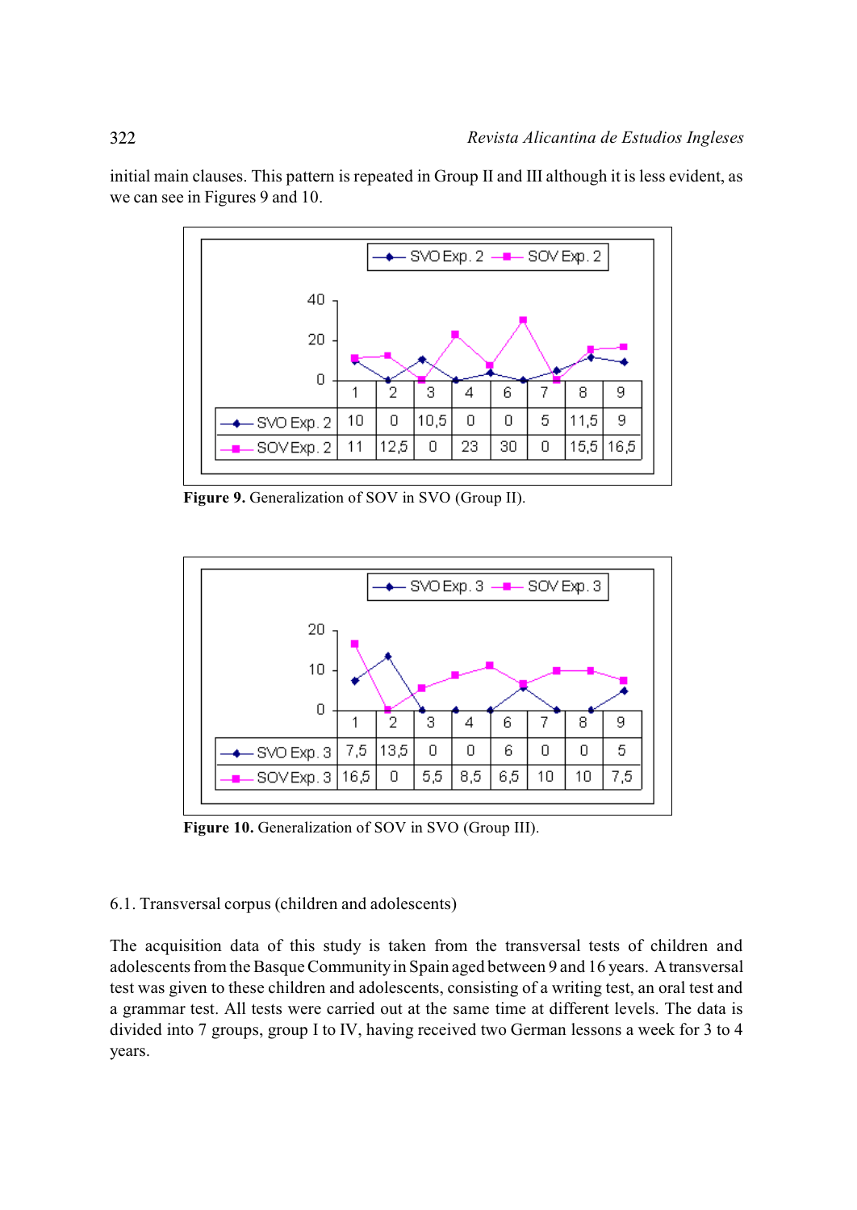initial main clauses. This pattern is repeated in Group II and III although it is less evident, as we can see in Figures 9 and 10.

| | 1 | 2 | 3 | 4 | 6 | 7 | 8 | 9 |
|---|---|---|---|---|---|---|---|---|
| SVO Exp. 2 | 10 | 0 | 10,5 | 0 | 0 | 5 | 11,5 | 9 |
| SOV Exp. 2 | 11 | 12,5 | 0 | 23 | 30 | 0 | 15,5 | 16,5 |

**Figure 9.** Generalization of SOV in SVO (Group II).

| | 1 | 2 | 3 | 4 | 6 | 7 | 8 | 9 |
|---|---|---|---|---|---|---|---|---|
| SVO Exp. 3 | 7,5 | 13,5 | 0 | 0 | 6 | 0 | 0 | 5 |
| SOV Exp. 3 | 16,5 | 0 | 5,5 | 8,5 | 6,5 | 10 | 10 | 7,5 |

**Figure 10.** Generalization of SOV in SVO (Group III).

### 6.1. Transversal corpus (children and adolescents)

The acquisition data of this study is taken from the transversal tests of children and adolescents from the Basque Community in Spain aged between 9 and 16 years. A transversal test was given to these children and adolescents, consisting of a writing test, an oral test and a grammar test. All tests were carried out at the same time at different levels. The data is divided into 7 groups, group I to IV, having received two German lessons a week for 3 to 4 years.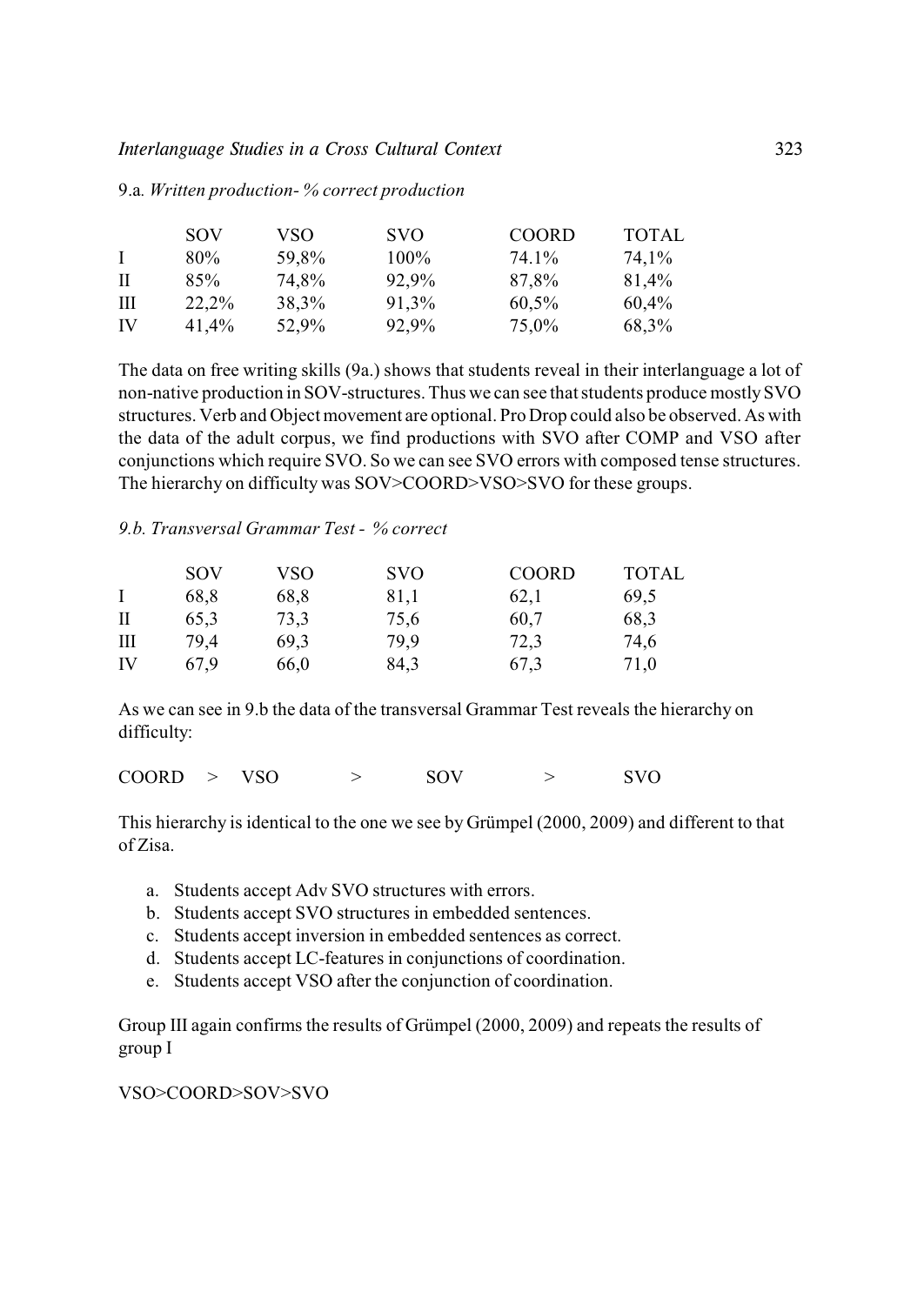9.a. *Written production- % correct production*

| | SOV | VSO | SVO | COORD | TOTAL |
|---|---|---|---|---|---|
| I | 80% | 59,8% | 100% | 74.1% | 74,1% |
| II | 85% | 74,8% | 92,9% | 87,8% | 81,4% |
| III | 22,2% | 38,3% | 91,3% | 60,5% | 60,4% |
| IV | 41,4% | 52,9% | 92,9% | 75,0% | 68,3% |

The data on free writing skills (9a.) shows that students reveal in their interlanguage a lot of non-native production in SOV-structures. Thus we can see that students produce mostly SVO structures. Verb and Object movement are optional. Pro Drop could also be observed. As with the data of the adult corpus, we find productions with SVO after COMP and VSO after conjunctions which require SVO. So we can see SVO errors with composed tense structures. The hierarchy on difficulty was SOV>COORD>VSO>SVO for these groups.

*9.b. Transversal Grammar Test - % correct*

| | SOV | VSO | SVO | COORD | TOTAL |
|---|---|---|---|---|---|
| I | 68,8 | 68,8 | 81,1 | 62,1 | 69,5 |
| II | 65,3 | 73,3 | 75,6 | 60,7 | 68,3 |
| III | 79,4 | 69,3 | 79,9 | 72,3 | 74,6 |
| IV | 67,9 | 66,0 | 84,3 | 67,3 | 71,0 |

As we can see in 9.b the data of the transversal Grammar Test reveals the hierarchy on difficulty:

COORD > VSO > SOV > SVO

This hierarchy is identical to the one we see by Grümpel (2000, 2009) and different to that of Zisa.

a. Students accept Adv SVO structures with errors.
b. Students accept SVO structures in embedded sentences.
c. Students accept inversion in embedded sentences as correct.
d. Students accept LC-features in conjunctions of coordination.
e. Students accept VSO after the conjunction of coordination.

Group III again confirms the results of Grümpel (2000, 2009) and repeats the results of group I

VSO>COORD>SOV>SVO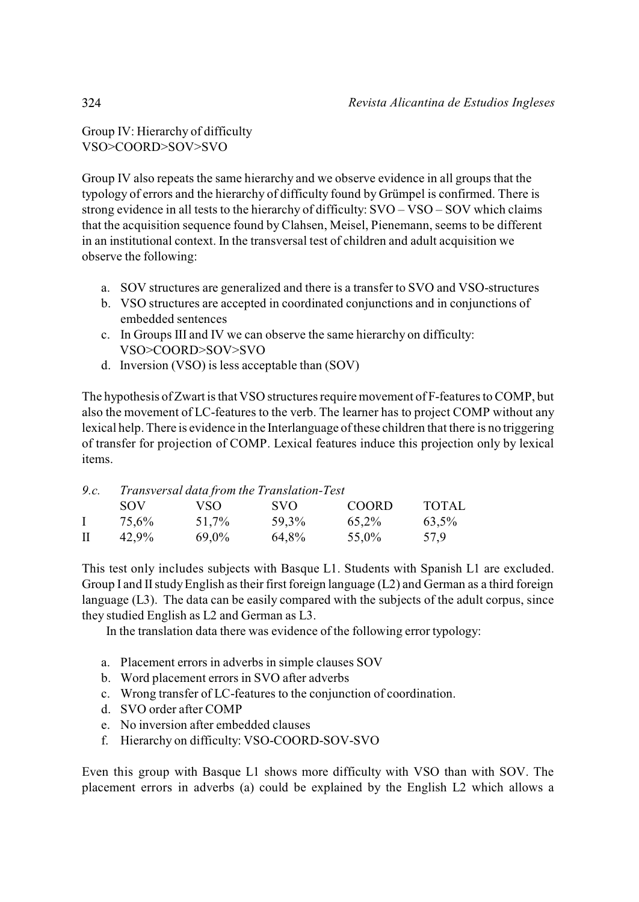Group IV: Hierarchy of difficulty
VSO>COORD>SOV>SVO

Group IV also repeats the same hierarchy and we observe evidence in all groups that the typology of errors and the hierarchy of difficulty found by Grümpel is confirmed. There is strong evidence in all tests to the hierarchy of difficulty: SVO – VSO – SOV which claims that the acquisition sequence found by Clahsen, Meisel, Pienemann, seems to be different in an institutional context. In the transversal test of children and adult acquisition we observe the following:

a. SOV structures are generalized and there is a transfer to SVO and VSO-structures
b. VSO structures are accepted in coordinated conjunctions and in conjunctions of embedded sentences
c. In Groups III and IV we can observe the same hierarchy on difficulty: VSO>COORD>SOV>SVO
d. Inversion (VSO) is less acceptable than (SOV)

The hypothesis of Zwart is that VSO structures require movement of F-features to COMP, but also the movement of LC-features to the verb. The learner has to project COMP without any lexical help. There is evidence in the Interlanguage of these children that there is no triggering of transfer for projection of COMP. Lexical features induce this projection only by lexical items.

*9.c. Transversal data from the Translation-Test*

| | SOV | VSO | SVO | COORD | TOTAL |
|---|---|---|---|---|---|
| I | 75,6% | 51,7% | 59,3% | 65,2% | 63,5% |
| II | 42,9% | 69,0% | 64,8% | 55,0% | 57,9 |

This test only includes subjects with Basque L1. Students with Spanish L1 are excluded. Group I and II study English as their first foreign language (L2) and German as a third foreign language (L3). The data can be easily compared with the subjects of the adult corpus, since they studied English as L2 and German as L3.

In the translation data there was evidence of the following error typology:

a. Placement errors in adverbs in simple clauses SOV
b. Word placement errors in SVO after adverbs
c. Wrong transfer of LC-features to the conjunction of coordination.
d. SVO order after COMP
e. No inversion after embedded clauses
f. Hierarchy on difficulty: VSO-COORD-SOV-SVO

Even this group with Basque L1 shows more difficulty with VSO than with SOV. The placement errors in adverbs (a) could be explained by the English L2 which allows a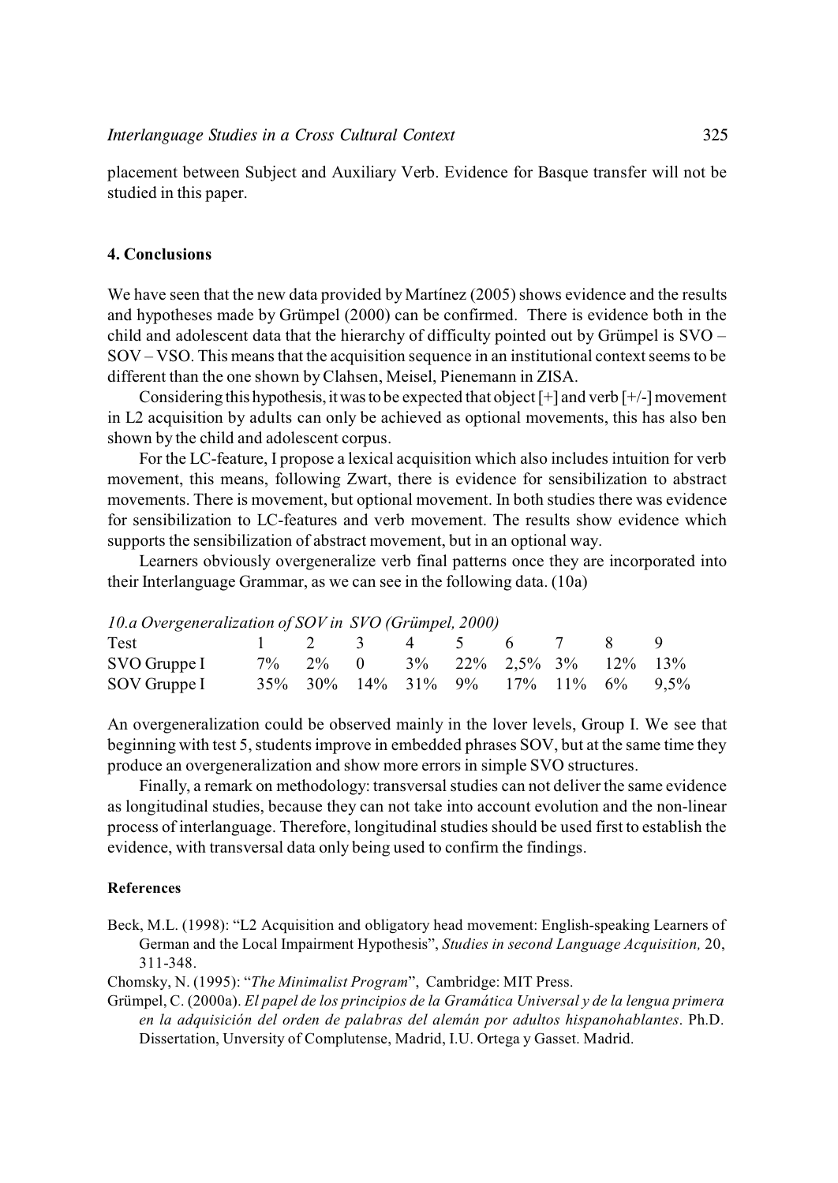placement between Subject and Auxiliary Verb. Evidence for Basque transfer will not be studied in this paper.

## 4. Conclusions

We have seen that the new data provided by Martínez (2005) shows evidence and the results and hypotheses made by Grümpel (2000) can be confirmed. There is evidence both in the child and adolescent data that the hierarchy of difficulty pointed out by Grümpel is SVO – SOV – VSO. This means that the acquisition sequence in an institutional context seems to be different than the one shown by Clahsen, Meisel, Pienemann in ZISA.

Considering this hypothesis, it was to be expected that object [+] and verb [+/-] movement in L2 acquisition by adults can only be achieved as optional movements, this has also ben shown by the child and adolescent corpus.

For the LC-feature, I propose a lexical acquisition which also includes intuition for verb movement, this means, following Zwart, there is evidence for sensibilization to abstract movements. There is movement, but optional movement. In both studies there was evidence for sensibilization to LC-features and verb movement. The results show evidence which supports the sensibilization of abstract movement, but in an optional way.

Learners obviously overgeneralize verb final patterns once they are incorporated into their Interlanguage Grammar, as we can see in the following data. (10a)

*10.a Overgeneralization of SOV in SVO (Grümpel, 2000)*

| Test | 1 | 2 | 3 | 4 | 5 | 6 | 7 | 8 | 9 |
|---|---|---|---|---|---|---|---|---|---|
| SVO Gruppe I | 7% | 2% | 0 | 3% | 22% | 2,5% | 3% | 12% | 13% |
| SOV Gruppe I | 35% | 30% | 14% | 31% | 9% | 17% | 11% | 6% | 9,5% |

An overgeneralization could be observed mainly in the lover levels, Group I. We see that beginning with test 5, students improve in embedded phrases SOV, but at the same time they produce an overgeneralization and show more errors in simple SVO structures.

Finally, a remark on methodology: transversal studies can not deliver the same evidence as longitudinal studies, because they can not take into account evolution and the non-linear process of interlanguage. Therefore, longitudinal studies should be used first to establish the evidence, with transversal data only being used to confirm the findings.

### References

Beck, M.L. (1998): "L2 Acquisition and obligatory head movement: English-speaking Learners of German and the Local Impairment Hypothesis", *Studies in second Language Acquisition,* 20, 311-348.

Chomsky, N. (1995): "*The Minimalist Program*", Cambridge: MIT Press.

Grümpel, C. (2000a). *El papel de los principios de la Gramática Universal y de la lengua primera en la adquisición del orden de palabras del alemán por adultos hispanohablantes*. Ph.D. Dissertation, Unversity of Complutense, Madrid, I.U. Ortega y Gasset. Madrid.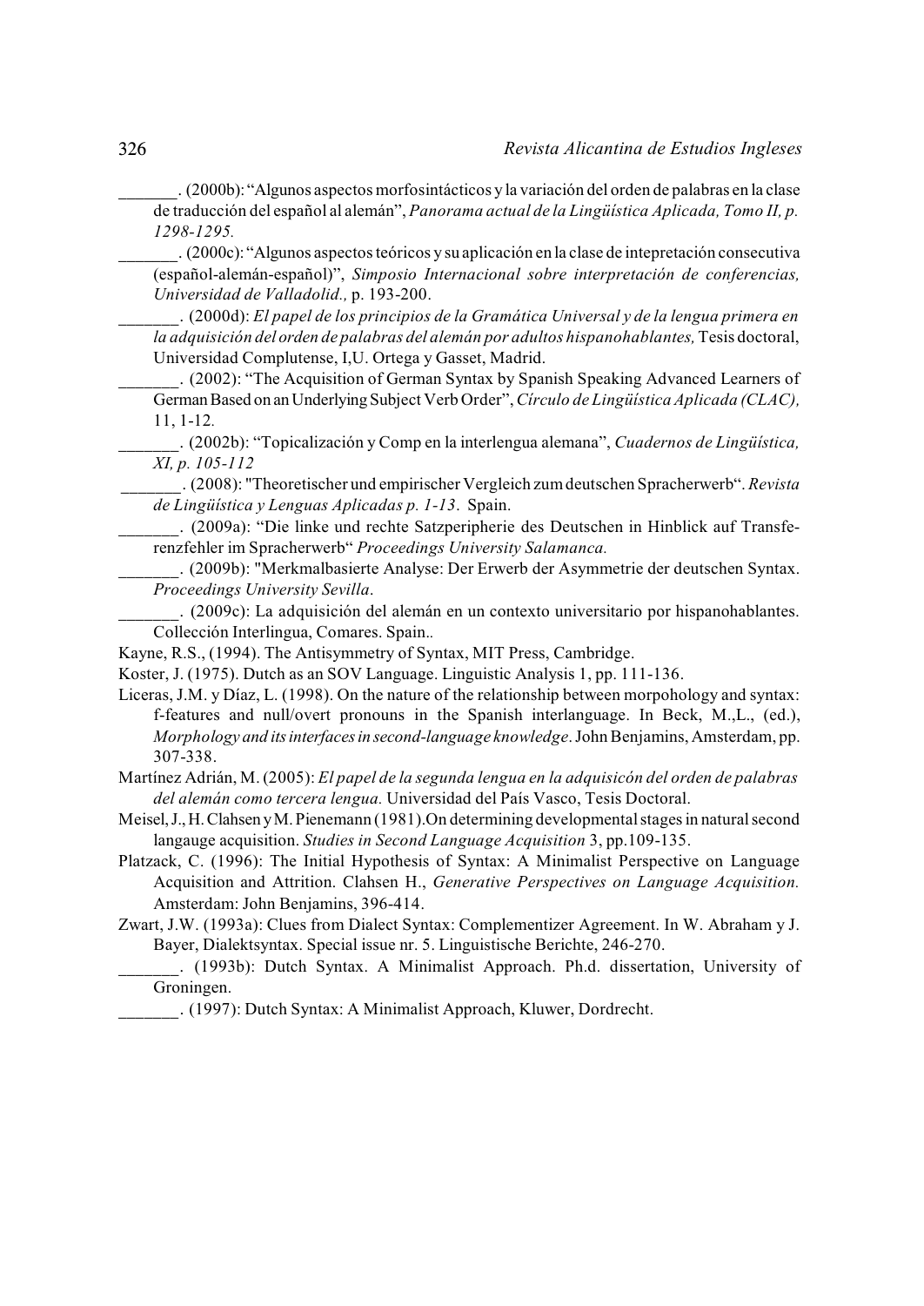_______. (2000b): “Algunos aspectos morfosintácticos y la variación del orden de palabras en la clase de traducción del español al alemán”, *Panorama actual de la Lingüística Aplicada, Tomo II, p. 1298-1295.*

_______. (2000c): “Algunos aspectos teóricos y su aplicación en la clase de intepretación consecutiva (español-alemán-español)”, *Simposio Internacional sobre interpretación de conferencias, Universidad de Valladolid.,* p. 193-200.

_______. (2000d): *El papel de los principios de la Gramática Universal y de la lengua primera en la adquisición del orden de palabras del alemán por adultos hispanohablantes,* Tesis doctoral, Universidad Complutense, I,U. Ortega y Gasset, Madrid.

_______. (2002): “The Acquisition of German Syntax by Spanish Speaking Advanced Learners of German Based on an Underlying Subject Verb Order”, *Círculo de Lingüística Aplicada (CLAC),* 11, 1-12.

_______. (2002b): “Topicalización y Comp en la interlengua alemana”, *Cuadernos de Lingüística, XI, p. 105-112*

_______. (2008): "Theoretischer und empirischer Vergleich zum deutschen Spracherwerb“. *Revista de Lingüística y Lenguas Aplicadas p. 1-13*. Spain.

_______. (2009a): “Die linke und rechte Satzperipherie des Deutschen in Hinblick auf Transferenzfehler im Spracherwerb“ *Proceedings University Salamanca.*

_______. (2009b): "Merkmalbasierte Analyse: Der Erwerb der Asymmetrie der deutschen Syntax. *Proceedings University Sevilla*.

_______. (2009c): La adquisición del alemán en un contexto universitario por hispanohablantes. Collección Interlingua, Comares. Spain..

Kayne, R.S., (1994). The Antisymmetry of Syntax, MIT Press, Cambridge.

Koster, J. (1975). Dutch as an SOV Language. Linguistic Analysis 1, pp. 111-136.

Liceras, J.M. y Díaz, L. (1998). On the nature of the relationship between morphohology and syntax: f-features and null/overt pronouns in the Spanish interlanguage. In Beck, M.,L., (ed.), *Morphology and its interfaces in second-language knowledge*. John Benjamins, Amsterdam, pp. 307-338.

Martínez Adrián, M. (2005): *El papel de la segunda lengua en la adquisicón del orden de palabras del alemán como tercera lengua.* Universidad del País Vasco, Tesis Doctoral.

Meisel, J., H. Clahsen y M. Pienemann (1981).On determining developmental stages in natural second langauge acquisition. *Studies in Second Language Acquisition* 3, pp.109-135.

Platzack, C. (1996): The Initial Hypothesis of Syntax: A Minimalist Perspective on Language Acquisition and Attrition. Clahsen H., *Generative Perspectives on Language Acquisition.* Amsterdam: John Benjamins, 396-414.

Zwart, J.W. (1993a): Clues from Dialect Syntax: Complementizer Agreement. In W. Abraham y J. Bayer, Dialektsyntax. Special issue nr. 5. Linguistische Berichte, 246-270.

_______. (1993b): Dutch Syntax. A Minimalist Approach. Ph.d. dissertation, University of Groningen.

_______. (1997): Dutch Syntax: A Minimalist Approach, Kluwer, Dordrecht.